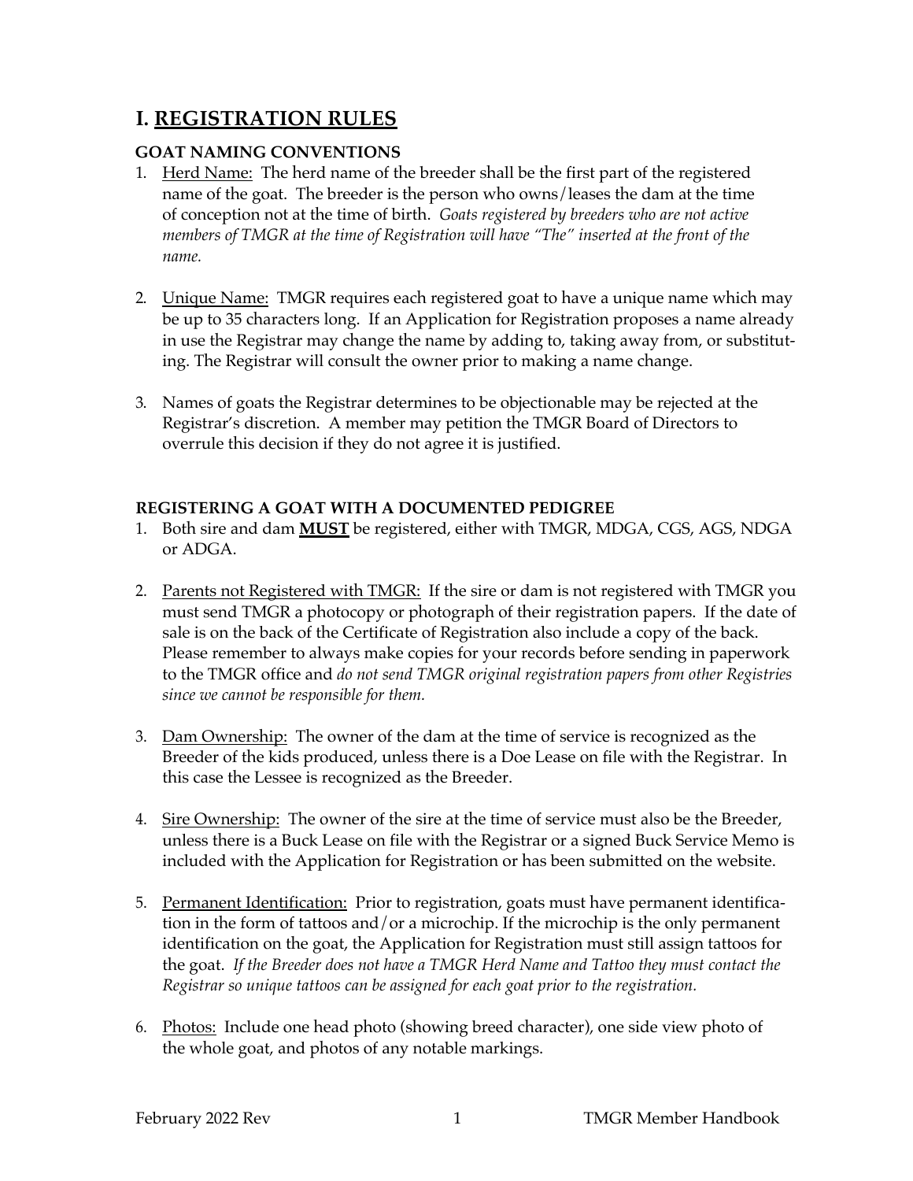# I. <u>REGISTRATION RULES</u>

### GOAT NAMING CONVENTIONS

1. <u>Herd Name:</u> The herd name of the breeder shall be the first part of the registered name of the goat. The breeder is the person who owns/leases the dam at the time of conception not at the time of birth. *Goats registered by breeders who are not active members of TMGR at the time of Registration will have "The" inserted at the front of the name.*

2. <u>Unique Name:</u> TMGR requires each registered goat to have a unique name which may be up to 35 characters long. If an Application for Registration proposes a name already in use the Registrar may change the name by adding to, taking away from, or substituting. The Registrar will consult the owner prior to making a name change.

3. Names of goats the Registrar determines to be objectionable may be rejected at the Registrar's discretion. A member may petition the TMGR Board of Directors to overrule this decision if they do not agree it is justified.

### REGISTERING A GOAT WITH A DOCUMENTED PEDIGREE

1. Both sire and dam <u>**MUST**</u> be registered, either with TMGR, MDGA, CGS, AGS, NDGA or ADGA.

2. <u>Parents not Registered with TMGR:</u> If the sire or dam is not registered with TMGR you must send TMGR a photocopy or photograph of their registration papers. If the date of sale is on the back of the Certificate of Registration also include a copy of the back. Please remember to always make copies for your records before sending in paperwork to the TMGR office and *do not send TMGR original registration papers from other Registries since we cannot be responsible for them.*

3. <u>Dam Ownership:</u> The owner of the dam at the time of service is recognized as the Breeder of the kids produced, unless there is a Doe Lease on file with the Registrar. In this case the Lessee is recognized as the Breeder.

4. <u>Sire Ownership:</u> The owner of the sire at the time of service must also be the Breeder, unless there is a Buck Lease on file with the Registrar or a signed Buck Service Memo is included with the Application for Registration or has been submitted on the website.

5. <u>Permanent Identification:</u> Prior to registration, goats must have permanent identification in the form of tattoos and/or a microchip. If the microchip is the only permanent identification on the goat, the Application for Registration must still assign tattoos for the goat. *If the Breeder does not have a TMGR Herd Name and Tattoo they must contact the Registrar so unique tattoos can be assigned for each goat prior to the registration.*

6. <u>Photos:</u> Include one head photo (showing breed character), one side view photo of the whole goat, and photos of any notable markings.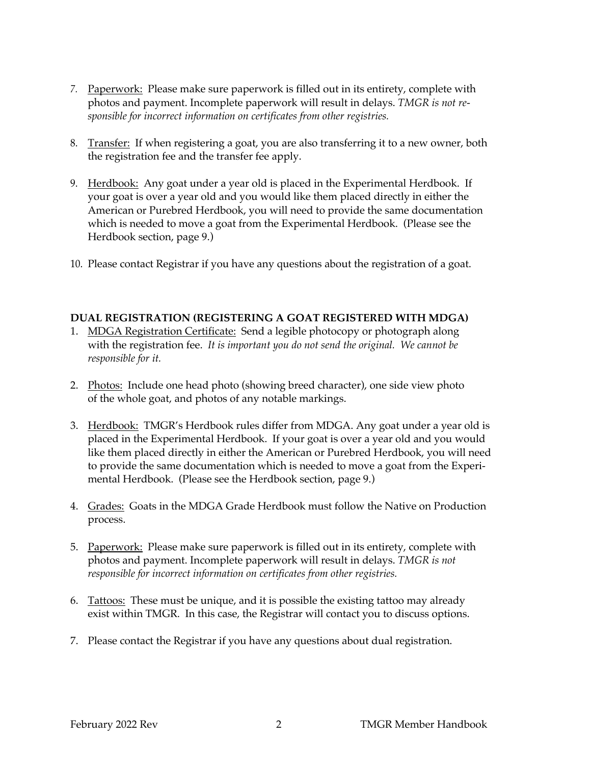7. Paperwork: Please make sure paperwork is filled out in its entirety, complete with photos and payment. Incomplete paperwork will result in delays. *TMGR is not responsible for incorrect information on certificates from other registries.*

8. Transfer: If when registering a goat, you are also transferring it to a new owner, both the registration fee and the transfer fee apply.

9. Herdbook: Any goat under a year old is placed in the Experimental Herdbook. If your goat is over a year old and you would like them placed directly in either the American or Purebred Herdbook, you will need to provide the same documentation which is needed to move a goat from the Experimental Herdbook. (Please see the Herdbook section, page 9.)

10. Please contact Registrar if you have any questions about the registration of a goat.

**DUAL REGISTRATION (REGISTERING A GOAT REGISTERED WITH MDGA)**

1. MDGA Registration Certificate: Send a legible photocopy or photograph along with the registration fee. *It is important you do not send the original. We cannot be responsible for it.*

2. Photos: Include one head photo (showing breed character), one side view photo of the whole goat, and photos of any notable markings.

3. Herdbook: TMGR's Herdbook rules differ from MDGA. Any goat under a year old is placed in the Experimental Herdbook. If your goat is over a year old and you would like them placed directly in either the American or Purebred Herdbook, you will need to provide the same documentation which is needed to move a goat from the Experimental Herdbook. (Please see the Herdbook section, page 9.)

4. Grades: Goats in the MDGA Grade Herdbook must follow the Native on Production process.

5. Paperwork: Please make sure paperwork is filled out in its entirety, complete with photos and payment. Incomplete paperwork will result in delays. *TMGR is not responsible for incorrect information on certificates from other registries.*

6. Tattoos: These must be unique, and it is possible the existing tattoo may already exist within TMGR. In this case, the Registrar will contact you to discuss options.

7. Please contact the Registrar if you have any questions about dual registration.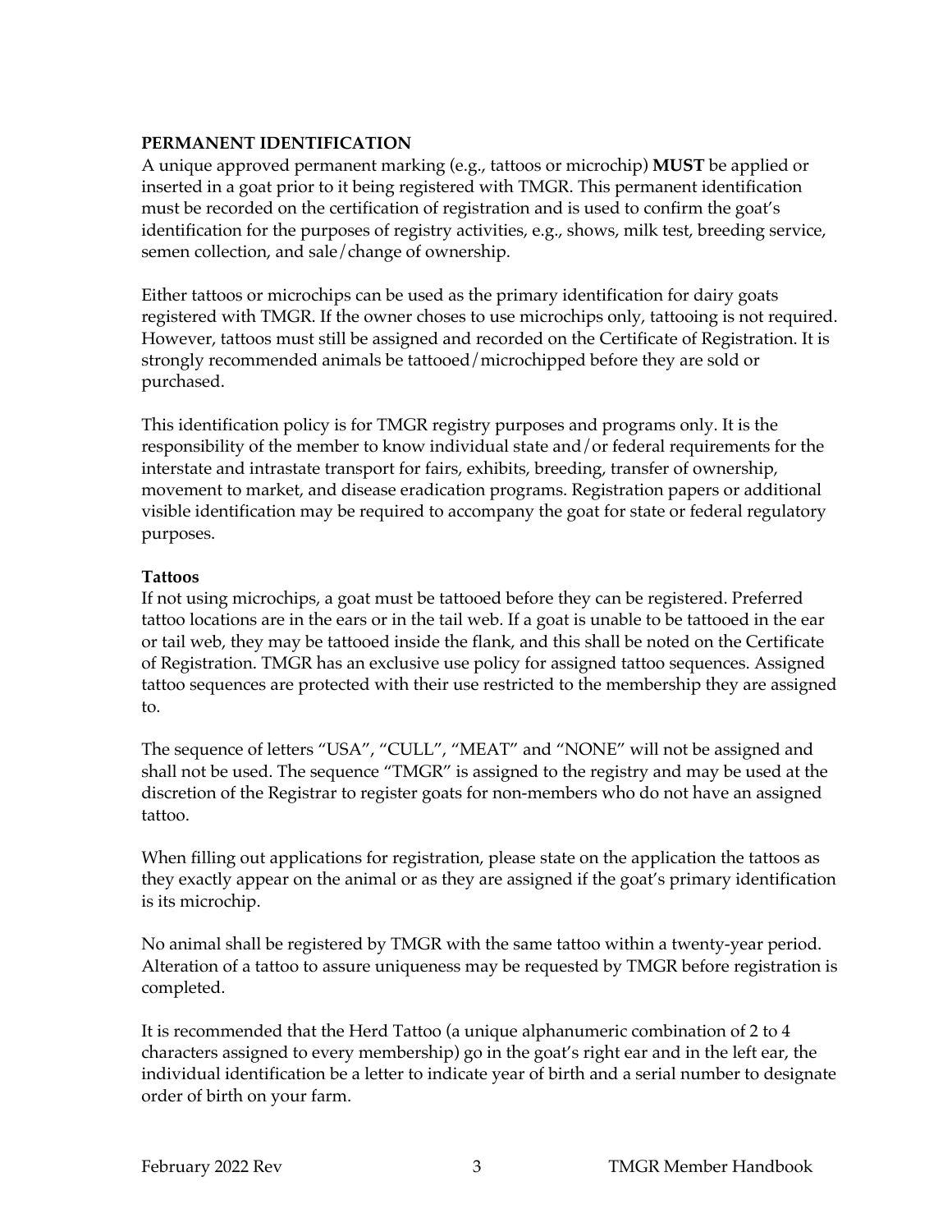## PERMANENT IDENTIFICATION

A unique approved permanent marking (e.g., tattoos or microchip) **MUST** be applied or inserted in a goat prior to it being registered with TMGR. This permanent identification must be recorded on the certification of registration and is used to confirm the goat's identification for the purposes of registry activities, e.g., shows, milk test, breeding service, semen collection, and sale/change of ownership.

Either tattoos or microchips can be used as the primary identification for dairy goats registered with TMGR. If the owner choses to use microchips only, tattooing is not required. However, tattoos must still be assigned and recorded on the Certificate of Registration. It is strongly recommended animals be tattooed/microchipped before they are sold or purchased.

This identification policy is for TMGR registry purposes and programs only. It is the responsibility of the member to know individual state and/or federal requirements for the interstate and intrastate transport for fairs, exhibits, breeding, transfer of ownership, movement to market, and disease eradication programs. Registration papers or additional visible identification may be required to accompany the goat for state or federal regulatory purposes.

### Tattoos

If not using microchips, a goat must be tattooed before they can be registered. Preferred tattoo locations are in the ears or in the tail web. If a goat is unable to be tattooed in the ear or tail web, they may be tattooed inside the flank, and this shall be noted on the Certificate of Registration. TMGR has an exclusive use policy for assigned tattoo sequences. Assigned tattoo sequences are protected with their use restricted to the membership they are assigned to.

The sequence of letters "USA", "CULL", "MEAT" and "NONE" will not be assigned and shall not be used. The sequence "TMGR" is assigned to the registry and may be used at the discretion of the Registrar to register goats for non-members who do not have an assigned tattoo.

When filling out applications for registration, please state on the application the tattoos as they exactly appear on the animal or as they are assigned if the goat's primary identification is its microchip.

No animal shall be registered by TMGR with the same tattoo within a twenty-year period. Alteration of a tattoo to assure uniqueness may be requested by TMGR before registration is completed.

It is recommended that the Herd Tattoo (a unique alphanumeric combination of 2 to 4 characters assigned to every membership) go in the goat's right ear and in the left ear, the individual identification be a letter to indicate year of birth and a serial number to designate order of birth on your farm.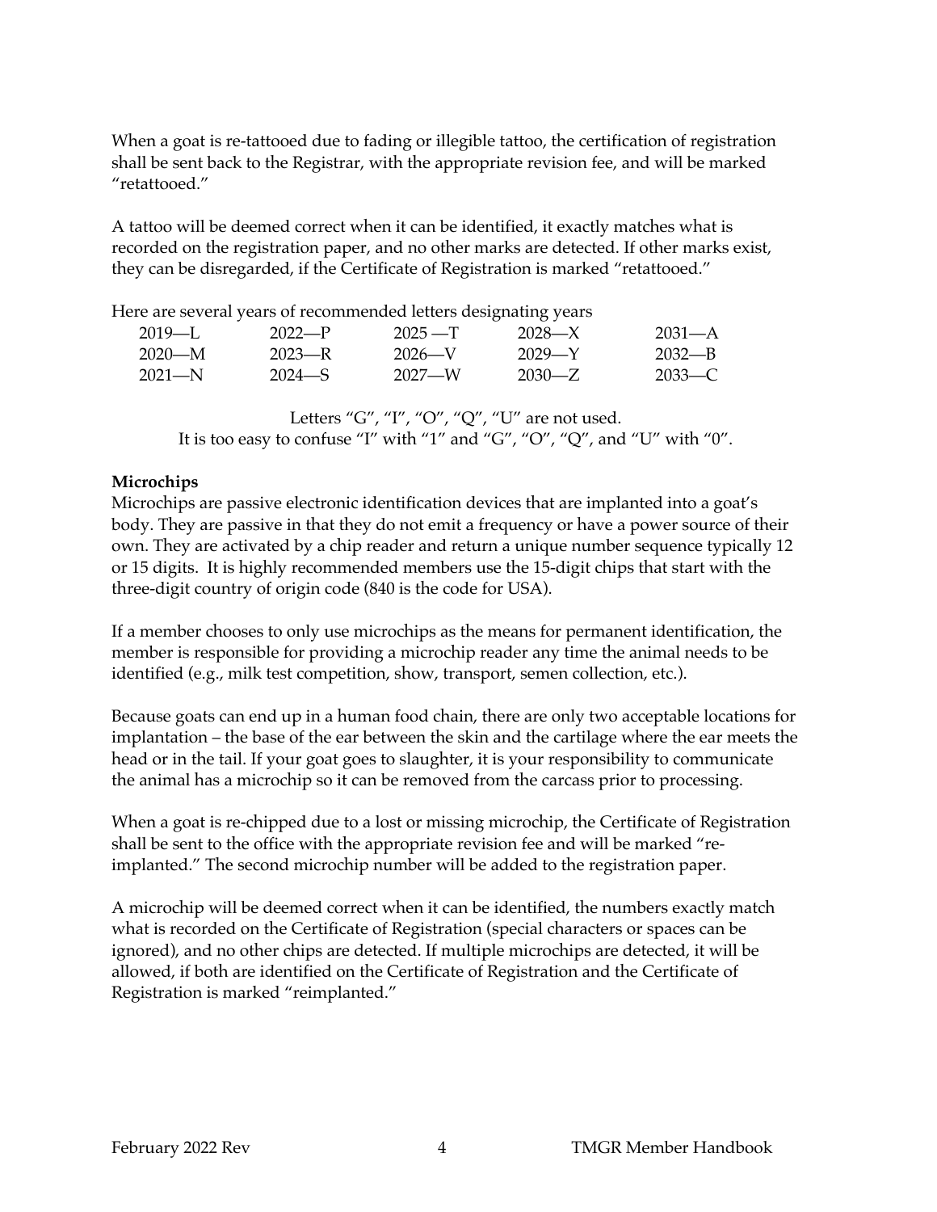When a goat is re-tattooed due to fading or illegible tattoo, the certification of registration shall be sent back to the Registrar, with the appropriate revision fee, and will be marked "retattooed."

A tattoo will be deemed correct when it can be identified, it exactly matches what is recorded on the registration paper, and no other marks are detected. If other marks exist, they can be disregarded, if the Certificate of Registration is marked "retattooed."

Here are several years of recommended letters designating years

| | | | | |
|---|---|---|---|---|
| 2019—L | 2022—P | 2025 —T | 2028—X | 2031—A |
| 2020—M | 2023—R | 2026—V | 2029—Y | 2032—B |
| 2021—N | 2024—S | 2027—W | 2030—Z | 2033—C |

Letters "G", "I", "O", "Q", "U" are not used.
It is too easy to confuse "I" with "1" and "G", "O", "Q", and "U" with "0".

**Microchips**

Microchips are passive electronic identification devices that are implanted into a goat's body. They are passive in that they do not emit a frequency or have a power source of their own. They are activated by a chip reader and return a unique number sequence typically 12 or 15 digits. It is highly recommended members use the 15-digit chips that start with the three-digit country of origin code (840 is the code for USA).

If a member chooses to only use microchips as the means for permanent identification, the member is responsible for providing a microchip reader any time the animal needs to be identified (e.g., milk test competition, show, transport, semen collection, etc.).

Because goats can end up in a human food chain, there are only two acceptable locations for implantation – the base of the ear between the skin and the cartilage where the ear meets the head or in the tail. If your goat goes to slaughter, it is your responsibility to communicate the animal has a microchip so it can be removed from the carcass prior to processing.

When a goat is re-chipped due to a lost or missing microchip, the Certificate of Registration shall be sent to the office with the appropriate revision fee and will be marked "re-implanted." The second microchip number will be added to the registration paper.

A microchip will be deemed correct when it can be identified, the numbers exactly match what is recorded on the Certificate of Registration (special characters or spaces can be ignored), and no other chips are detected. If multiple microchips are detected, it will be allowed, if both are identified on the Certificate of Registration and the Certificate of Registration is marked "reimplanted."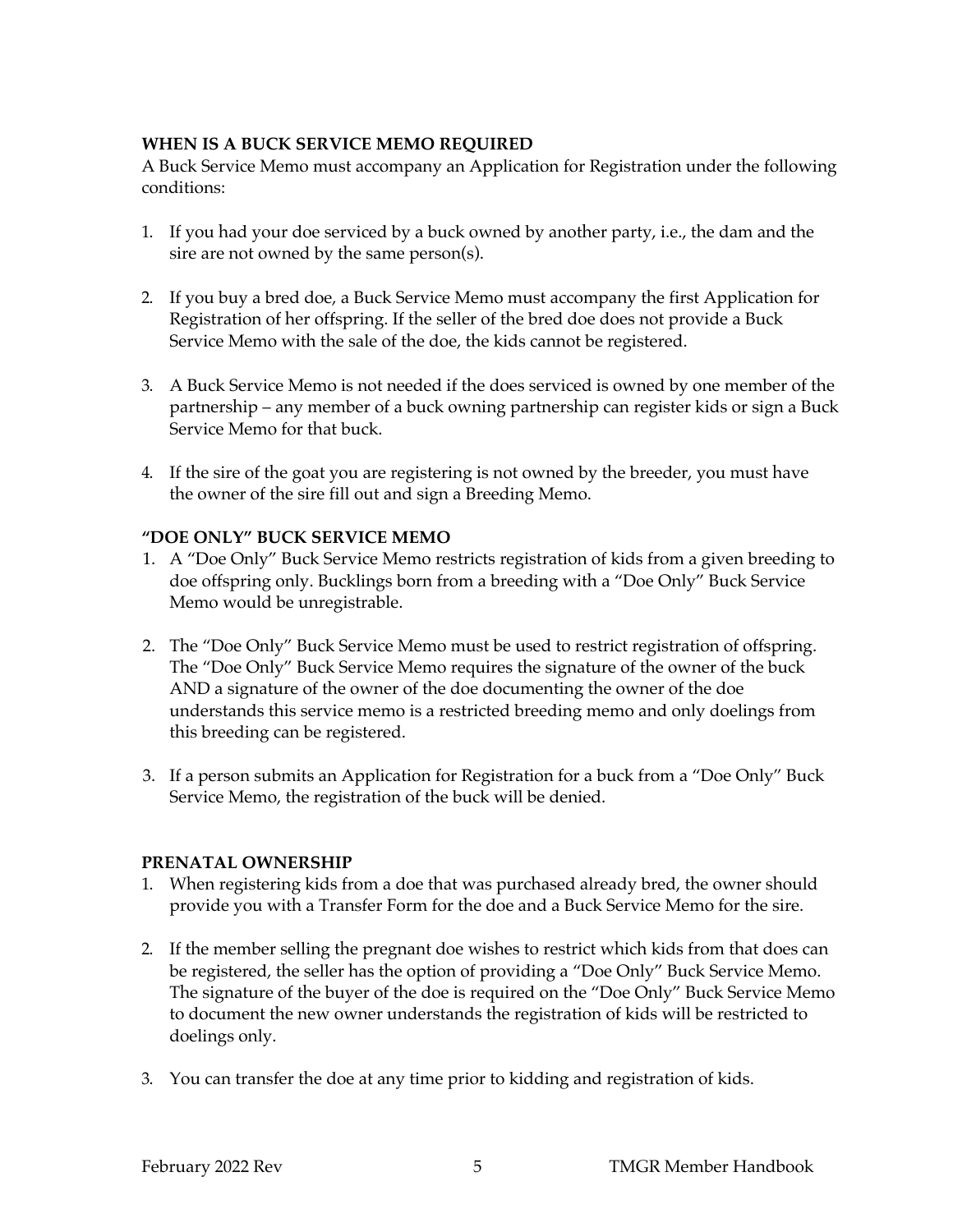**WHEN IS A BUCK SERVICE MEMO REQUIRED**

A Buck Service Memo must accompany an Application for Registration under the following conditions:

1. If you had your doe serviced by a buck owned by another party, i.e., the dam and the sire are not owned by the same person(s).

2. If you buy a bred doe, a Buck Service Memo must accompany the first Application for Registration of her offspring. If the seller of the bred doe does not provide a Buck Service Memo with the sale of the doe, the kids cannot be registered.

3. A Buck Service Memo is not needed if the does serviced is owned by one member of the partnership – any member of a buck owning partnership can register kids or sign a Buck Service Memo for that buck.

4. If the sire of the goat you are registering is not owned by the breeder, you must have the owner of the sire fill out and sign a Breeding Memo.

**"DOE ONLY" BUCK SERVICE MEMO**

1. A "Doe Only" Buck Service Memo restricts registration of kids from a given breeding to doe offspring only. Bucklings born from a breeding with a "Doe Only" Buck Service Memo would be unregistrable.

2. The "Doe Only" Buck Service Memo must be used to restrict registration of offspring. The "Doe Only" Buck Service Memo requires the signature of the owner of the buck AND a signature of the owner of the doe documenting the owner of the doe understands this service memo is a restricted breeding memo and only doelings from this breeding can be registered.

3. If a person submits an Application for Registration for a buck from a "Doe Only" Buck Service Memo, the registration of the buck will be denied.

**PRENATAL OWNERSHIP**

1. When registering kids from a doe that was purchased already bred, the owner should provide you with a Transfer Form for the doe and a Buck Service Memo for the sire.

2. If the member selling the pregnant doe wishes to restrict which kids from that does can be registered, the seller has the option of providing a "Doe Only" Buck Service Memo. The signature of the buyer of the doe is required on the "Doe Only" Buck Service Memo to document the new owner understands the registration of kids will be restricted to doelings only.

3. You can transfer the doe at any time prior to kidding and registration of kids.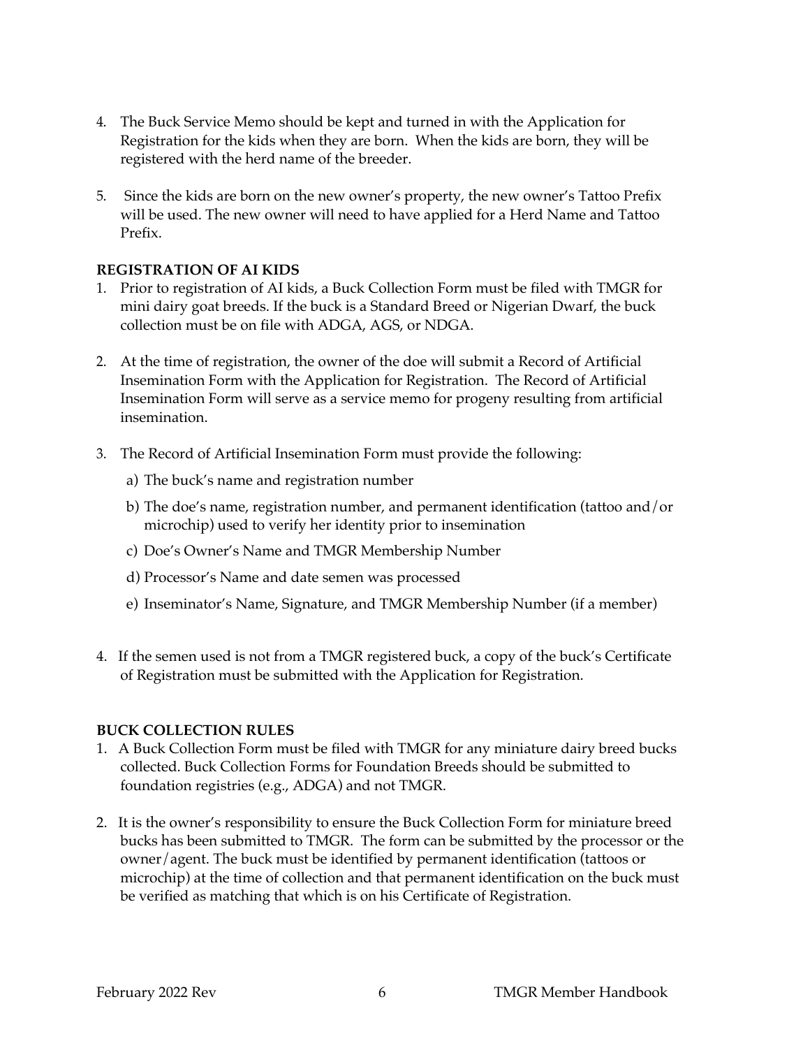4. The Buck Service Memo should be kept and turned in with the Application for Registration for the kids when they are born. When the kids are born, they will be registered with the herd name of the breeder.

5. Since the kids are born on the new owner's property, the new owner's Tattoo Prefix will be used. The new owner will need to have applied for a Herd Name and Tattoo Prefix.

**REGISTRATION OF AI KIDS**

1. Prior to registration of AI kids, a Buck Collection Form must be filed with TMGR for mini dairy goat breeds. If the buck is a Standard Breed or Nigerian Dwarf, the buck collection must be on file with ADGA, AGS, or NDGA.

2. At the time of registration, the owner of the doe will submit a Record of Artificial Insemination Form with the Application for Registration. The Record of Artificial Insemination Form will serve as a service memo for progeny resulting from artificial insemination.

3. The Record of Artificial Insemination Form must provide the following:
   a) The buck's name and registration number
   b) The doe's name, registration number, and permanent identification (tattoo and/or microchip) used to verify her identity prior to insemination
   c) Doe's Owner's Name and TMGR Membership Number
   d) Processor's Name and date semen was processed
   e) Inseminator's Name, Signature, and TMGR Membership Number (if a member)

4. If the semen used is not from a TMGR registered buck, a copy of the buck's Certificate of Registration must be submitted with the Application for Registration.

**BUCK COLLECTION RULES**

1. A Buck Collection Form must be filed with TMGR for any miniature dairy breed bucks collected. Buck Collection Forms for Foundation Breeds should be submitted to foundation registries (e.g., ADGA) and not TMGR.

2. It is the owner's responsibility to ensure the Buck Collection Form for miniature breed bucks has been submitted to TMGR. The form can be submitted by the processor or the owner/agent. The buck must be identified by permanent identification (tattoos or microchip) at the time of collection and that permanent identification on the buck must be verified as matching that which is on his Certificate of Registration.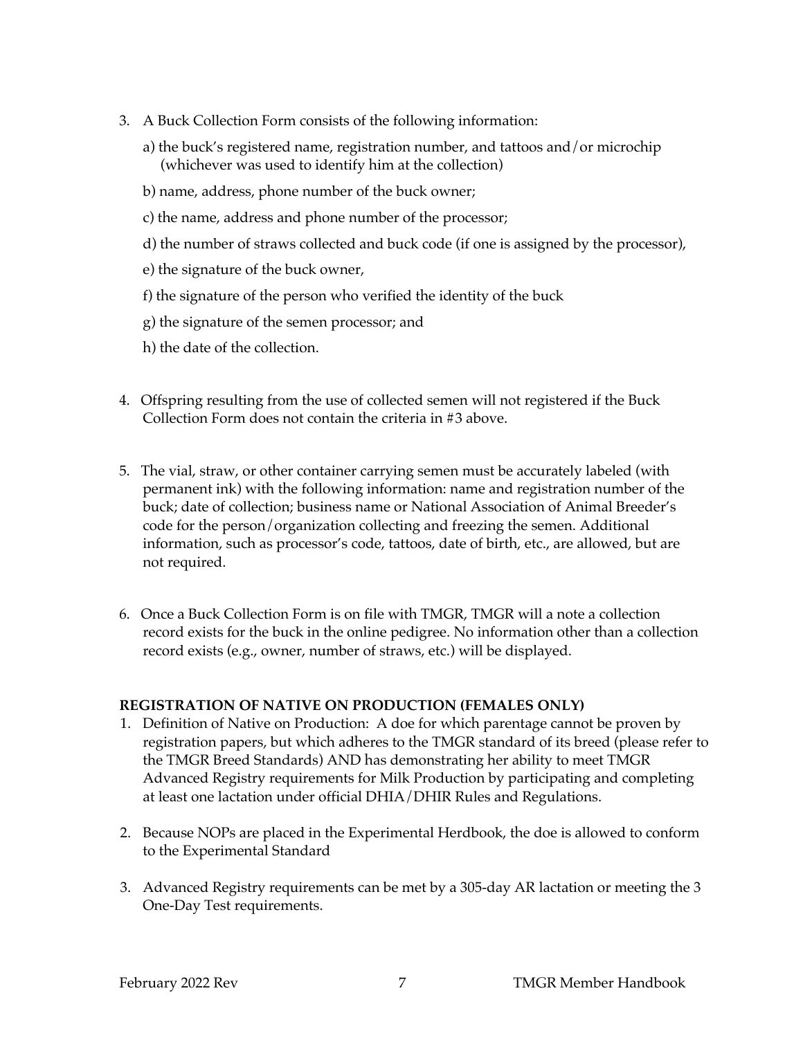3. A Buck Collection Form consists of the following information:

   a) the buck's registered name, registration number, and tattoos and/or microchip (whichever was used to identify him at the collection)

   b) name, address, phone number of the buck owner;

   c) the name, address and phone number of the processor;

   d) the number of straws collected and buck code (if one is assigned by the processor),

   e) the signature of the buck owner,

   f) the signature of the person who verified the identity of the buck

   g) the signature of the semen processor; and

   h) the date of the collection.

4. Offspring resulting from the use of collected semen will not registered if the Buck Collection Form does not contain the criteria in #3 above.

5. The vial, straw, or other container carrying semen must be accurately labeled (with permanent ink) with the following information: name and registration number of the buck; date of collection; business name or National Association of Animal Breeder's code for the person/organization collecting and freezing the semen. Additional information, such as processor's code, tattoos, date of birth, etc., are allowed, but are not required.

6. Once a Buck Collection Form is on file with TMGR, TMGR will a note a collection record exists for the buck in the online pedigree. No information other than a collection record exists (e.g., owner, number of straws, etc.) will be displayed.

**REGISTRATION OF NATIVE ON PRODUCTION (FEMALES ONLY)**

1. Definition of Native on Production: A doe for which parentage cannot be proven by registration papers, but which adheres to the TMGR standard of its breed (please refer to the TMGR Breed Standards) AND has demonstrating her ability to meet TMGR Advanced Registry requirements for Milk Production by participating and completing at least one lactation under official DHIA/DHIR Rules and Regulations.

2. Because NOPs are placed in the Experimental Herdbook, the doe is allowed to conform to the Experimental Standard

3. Advanced Registry requirements can be met by a 305-day AR lactation or meeting the 3 One-Day Test requirements.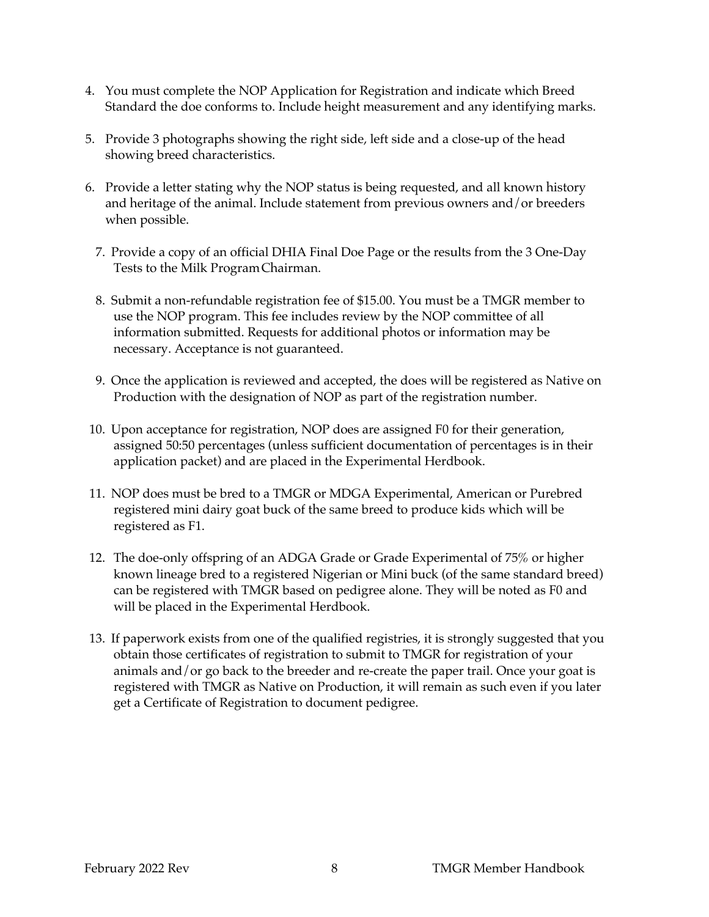4. You must complete the NOP Application for Registration and indicate which Breed Standard the doe conforms to. Include height measurement and any identifying marks.

5. Provide 3 photographs showing the right side, left side and a close-up of the head showing breed characteristics.

6. Provide a letter stating why the NOP status is being requested, and all known history and heritage of the animal. Include statement from previous owners and/or breeders when possible.

7. Provide a copy of an official DHIA Final Doe Page or the results from the 3 One-Day Tests to the Milk Program Chairman.

8. Submit a non-refundable registration fee of $15.00. You must be a TMGR member to use the NOP program. This fee includes review by the NOP committee of all information submitted. Requests for additional photos or information may be necessary. Acceptance is not guaranteed.

9. Once the application is reviewed and accepted, the does will be registered as Native on Production with the designation of NOP as part of the registration number.

10. Upon acceptance for registration, NOP does are assigned F0 for their generation, assigned 50:50 percentages (unless sufficient documentation of percentages is in their application packet) and are placed in the Experimental Herdbook.

11. NOP does must be bred to a TMGR or MDGA Experimental, American or Purebred registered mini dairy goat buck of the same breed to produce kids which will be registered as F1.

12. The doe-only offspring of an ADGA Grade or Grade Experimental of 75% or higher known lineage bred to a registered Nigerian or Mini buck (of the same standard breed) can be registered with TMGR based on pedigree alone. They will be noted as F0 and will be placed in the Experimental Herdbook.

13. If paperwork exists from one of the qualified registries, it is strongly suggested that you obtain those certificates of registration to submit to TMGR for registration of your animals and/or go back to the breeder and re-create the paper trail. Once your goat is registered with TMGR as Native on Production, it will remain as such even if you later get a Certificate of Registration to document pedigree.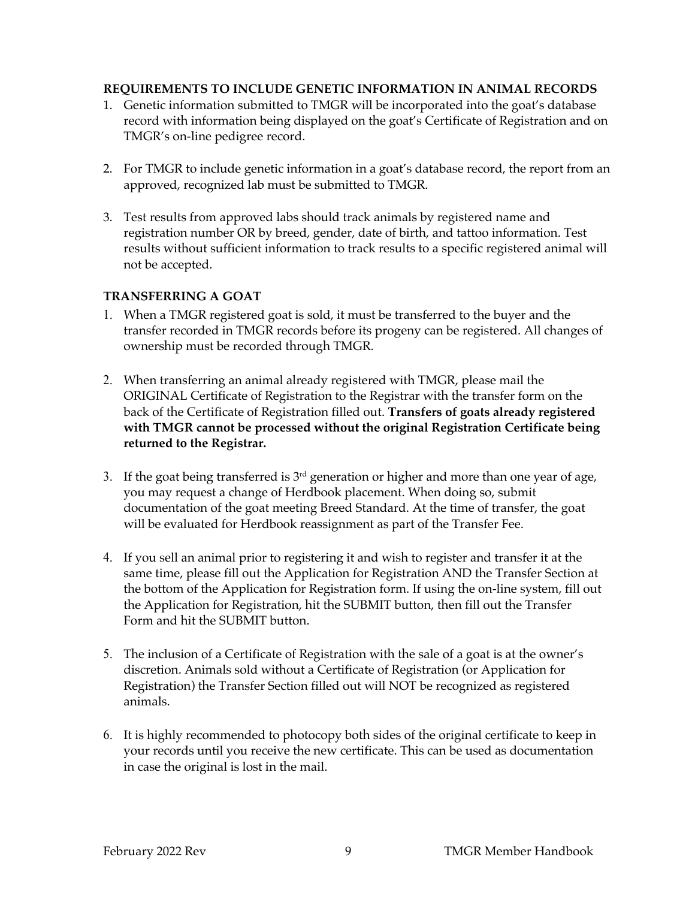## REQUIREMENTS TO INCLUDE GENETIC INFORMATION IN ANIMAL RECORDS

1. Genetic information submitted to TMGR will be incorporated into the goat's database record with information being displayed on the goat's Certificate of Registration and on TMGR's on-line pedigree record.

2. For TMGR to include genetic information in a goat's database record, the report from an approved, recognized lab must be submitted to TMGR.

3. Test results from approved labs should track animals by registered name and registration number OR by breed, gender, date of birth, and tattoo information. Test results without sufficient information to track results to a specific registered animal will not be accepted.

## TRANSFERRING A GOAT

1. When a TMGR registered goat is sold, it must be transferred to the buyer and the transfer recorded in TMGR records before its progeny can be registered. All changes of ownership must be recorded through TMGR.

2. When transferring an animal already registered with TMGR, please mail the ORIGINAL Certificate of Registration to the Registrar with the transfer form on the back of the Certificate of Registration filled out. **Transfers of goats already registered with TMGR cannot be processed without the original Registration Certificate being returned to the Registrar.**

3. If the goat being transferred is 3rd generation or higher and more than one year of age, you may request a change of Herdbook placement. When doing so, submit documentation of the goat meeting Breed Standard. At the time of transfer, the goat will be evaluated for Herdbook reassignment as part of the Transfer Fee.

4. If you sell an animal prior to registering it and wish to register and transfer it at the same time, please fill out the Application for Registration AND the Transfer Section at the bottom of the Application for Registration form. If using the on-line system, fill out the Application for Registration, hit the SUBMIT button, then fill out the Transfer Form and hit the SUBMIT button.

5. The inclusion of a Certificate of Registration with the sale of a goat is at the owner's discretion. Animals sold without a Certificate of Registration (or Application for Registration) the Transfer Section filled out will NOT be recognized as registered animals.

6. It is highly recommended to photocopy both sides of the original certificate to keep in your records until you receive the new certificate. This can be used as documentation in case the original is lost in the mail.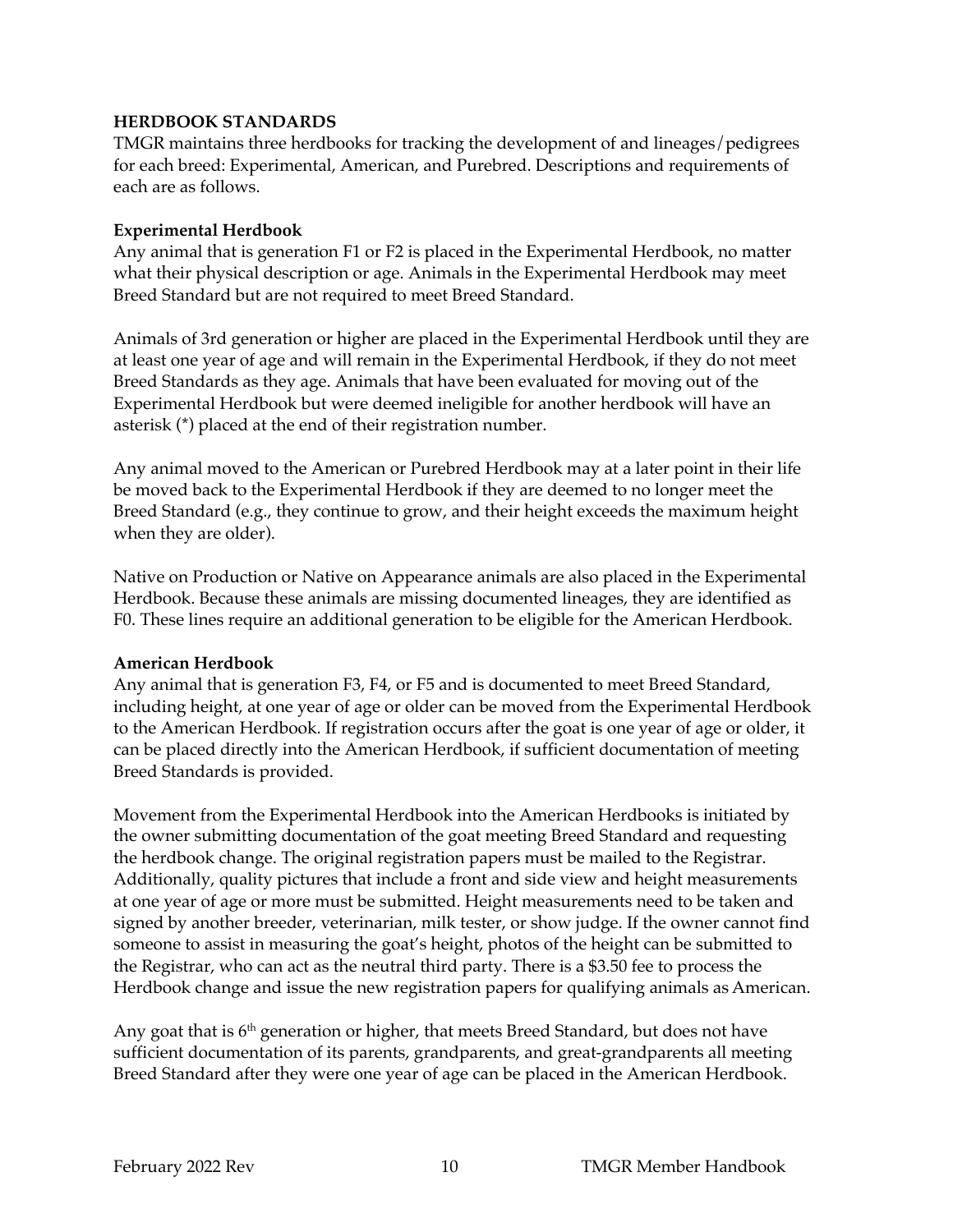## HERDBOOK STANDARDS

TMGR maintains three herdbooks for tracking the development of and lineages/pedigrees for each breed: Experimental, American, and Purebred. Descriptions and requirements of each are as follows.

### Experimental Herdbook

Any animal that is generation F1 or F2 is placed in the Experimental Herdbook, no matter what their physical description or age. Animals in the Experimental Herdbook may meet Breed Standard but are not required to meet Breed Standard.

Animals of 3rd generation or higher are placed in the Experimental Herdbook until they are at least one year of age and will remain in the Experimental Herdbook, if they do not meet Breed Standards as they age. Animals that have been evaluated for moving out of the Experimental Herdbook but were deemed ineligible for another herdbook will have an asterisk (*) placed at the end of their registration number.

Any animal moved to the American or Purebred Herdbook may at a later point in their life be moved back to the Experimental Herdbook if they are deemed to no longer meet the Breed Standard (e.g., they continue to grow, and their height exceeds the maximum height when they are older).

Native on Production or Native on Appearance animals are also placed in the Experimental Herdbook. Because these animals are missing documented lineages, they are identified as F0. These lines require an additional generation to be eligible for the American Herdbook.

### American Herdbook

Any animal that is generation F3, F4, or F5 and is documented to meet Breed Standard, including height, at one year of age or older can be moved from the Experimental Herdbook to the American Herdbook. If registration occurs after the goat is one year of age or older, it can be placed directly into the American Herdbook, if sufficient documentation of meeting Breed Standards is provided.

Movement from the Experimental Herdbook into the American Herdbooks is initiated by the owner submitting documentation of the goat meeting Breed Standard and requesting the herdbook change. The original registration papers must be mailed to the Registrar. Additionally, quality pictures that include a front and side view and height measurements at one year of age or more must be submitted. Height measurements need to be taken and signed by another breeder, veterinarian, milk tester, or show judge. If the owner cannot find someone to assist in measuring the goat's height, photos of the height can be submitted to the Registrar, who can act as the neutral third party. There is a $3.50 fee to process the Herdbook change and issue the new registration papers for qualifying animals as American.

Any goat that is 6th generation or higher, that meets Breed Standard, but does not have sufficient documentation of its parents, grandparents, and great-grandparents all meeting Breed Standard after they were one year of age can be placed in the American Herdbook.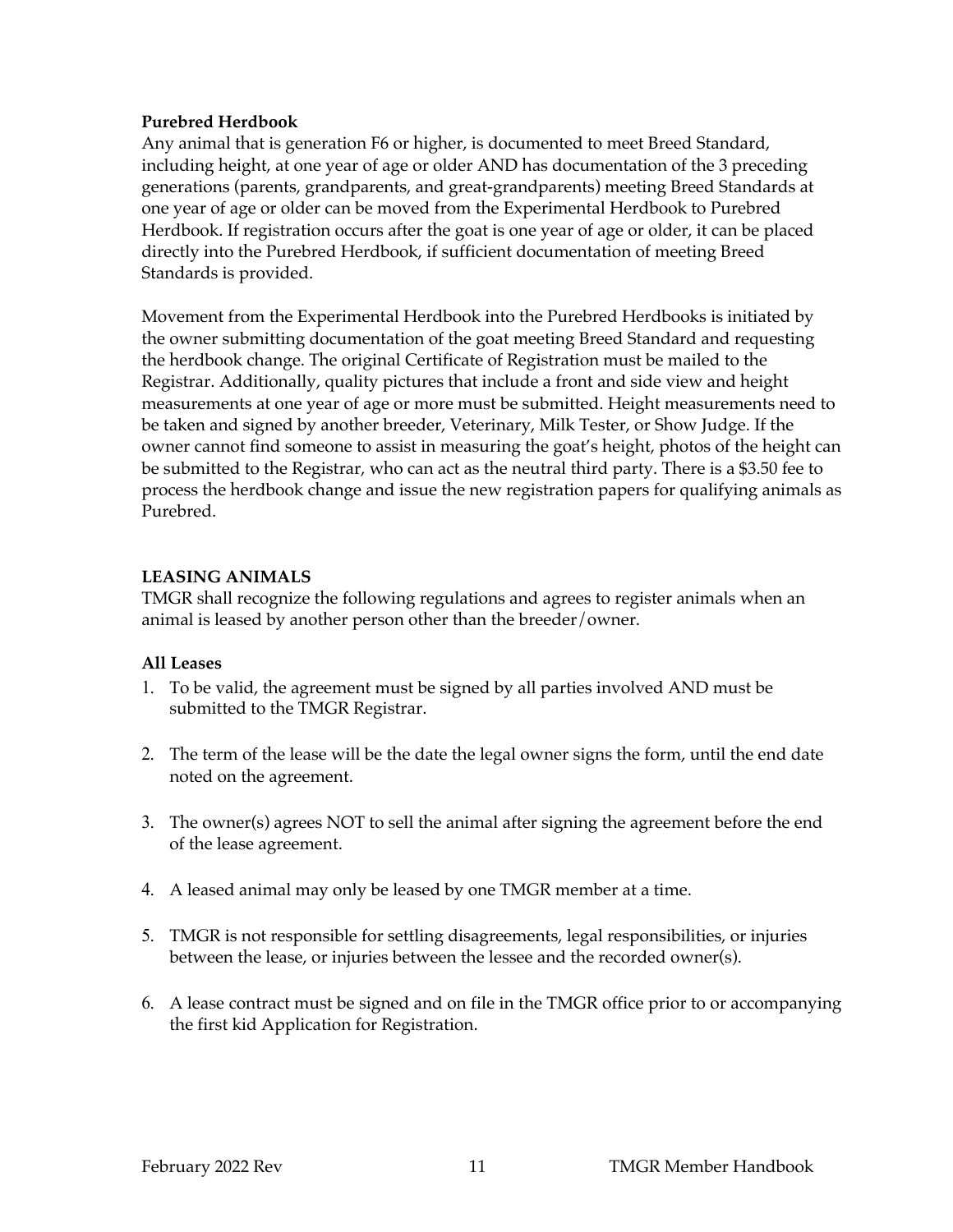**Purebred Herdbook**

Any animal that is generation F6 or higher, is documented to meet Breed Standard, including height, at one year of age or older AND has documentation of the 3 preceding generations (parents, grandparents, and great-grandparents) meeting Breed Standards at one year of age or older can be moved from the Experimental Herdbook to Purebred Herdbook. If registration occurs after the goat is one year of age or older, it can be placed directly into the Purebred Herdbook, if sufficient documentation of meeting Breed Standards is provided.

Movement from the Experimental Herdbook into the Purebred Herdbooks is initiated by the owner submitting documentation of the goat meeting Breed Standard and requesting the herdbook change. The original Certificate of Registration must be mailed to the Registrar. Additionally, quality pictures that include a front and side view and height measurements at one year of age or more must be submitted. Height measurements need to be taken and signed by another breeder, Veterinary, Milk Tester, or Show Judge. If the owner cannot find someone to assist in measuring the goat's height, photos of the height can be submitted to the Registrar, who can act as the neutral third party. There is a $3.50 fee to process the herdbook change and issue the new registration papers for qualifying animals as Purebred.

## LEASING ANIMALS

TMGR shall recognize the following regulations and agrees to register animals when an animal is leased by another person other than the breeder/owner.

**All Leases**

1. To be valid, the agreement must be signed by all parties involved AND must be submitted to the TMGR Registrar.
2. The term of the lease will be the date the legal owner signs the form, until the end date noted on the agreement.
3. The owner(s) agrees NOT to sell the animal after signing the agreement before the end of the lease agreement.
4. A leased animal may only be leased by one TMGR member at a time.
5. TMGR is not responsible for settling disagreements, legal responsibilities, or injuries between the lease, or injuries between the lessee and the recorded owner(s).
6. A lease contract must be signed and on file in the TMGR office prior to or accompanying the first kid Application for Registration.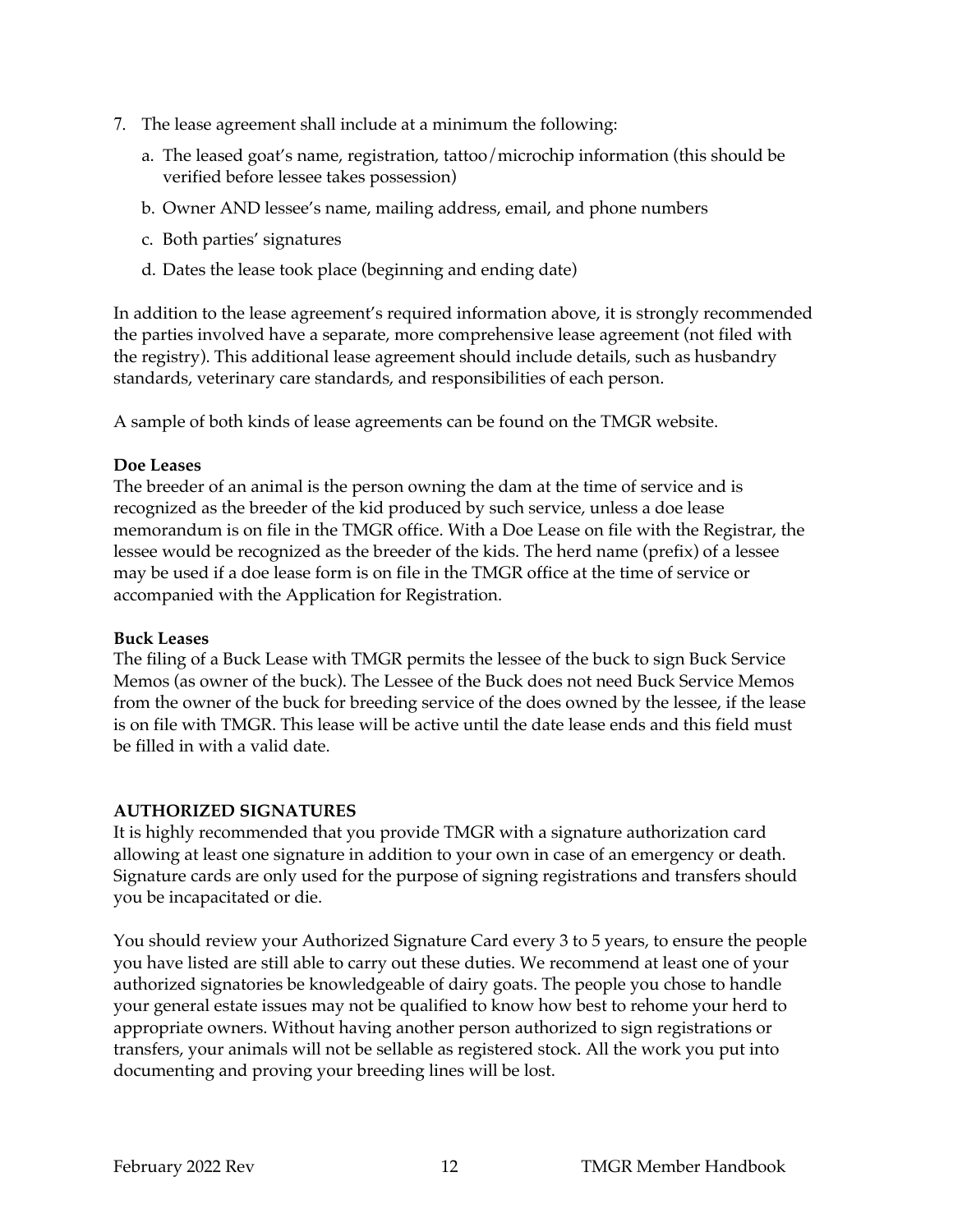7. The lease agreement shall include at a minimum the following:
   a. The leased goat's name, registration, tattoo/microchip information (this should be verified before lessee takes possession)
   b. Owner AND lessee's name, mailing address, email, and phone numbers
   c. Both parties' signatures
   d. Dates the lease took place (beginning and ending date)

In addition to the lease agreement's required information above, it is strongly recommended the parties involved have a separate, more comprehensive lease agreement (not filed with the registry). This additional lease agreement should include details, such as husbandry standards, veterinary care standards, and responsibilities of each person.

A sample of both kinds of lease agreements can be found on the TMGR website.

**Doe Leases**
The breeder of an animal is the person owning the dam at the time of service and is recognized as the breeder of the kid produced by such service, unless a doe lease memorandum is on file in the TMGR office. With a Doe Lease on file with the Registrar, the lessee would be recognized as the breeder of the kids. The herd name (prefix) of a lessee may be used if a doe lease form is on file in the TMGR office at the time of service or accompanied with the Application for Registration.

**Buck Leases**
The filing of a Buck Lease with TMGR permits the lessee of the buck to sign Buck Service Memos (as owner of the buck). The Lessee of the Buck does not need Buck Service Memos from the owner of the buck for breeding service of the does owned by the lessee, if the lease is on file with TMGR. This lease will be active until the date lease ends and this field must be filled in with a valid date.

## AUTHORIZED SIGNATURES

It is highly recommended that you provide TMGR with a signature authorization card allowing at least one signature in addition to your own in case of an emergency or death. Signature cards are only used for the purpose of signing registrations and transfers should you be incapacitated or die.

You should review your Authorized Signature Card every 3 to 5 years, to ensure the people you have listed are still able to carry out these duties. We recommend at least one of your authorized signatories be knowledgeable of dairy goats. The people you chose to handle your general estate issues may not be qualified to know how best to rehome your herd to appropriate owners. Without having another person authorized to sign registrations or transfers, your animals will not be sellable as registered stock. All the work you put into documenting and proving your breeding lines will be lost.